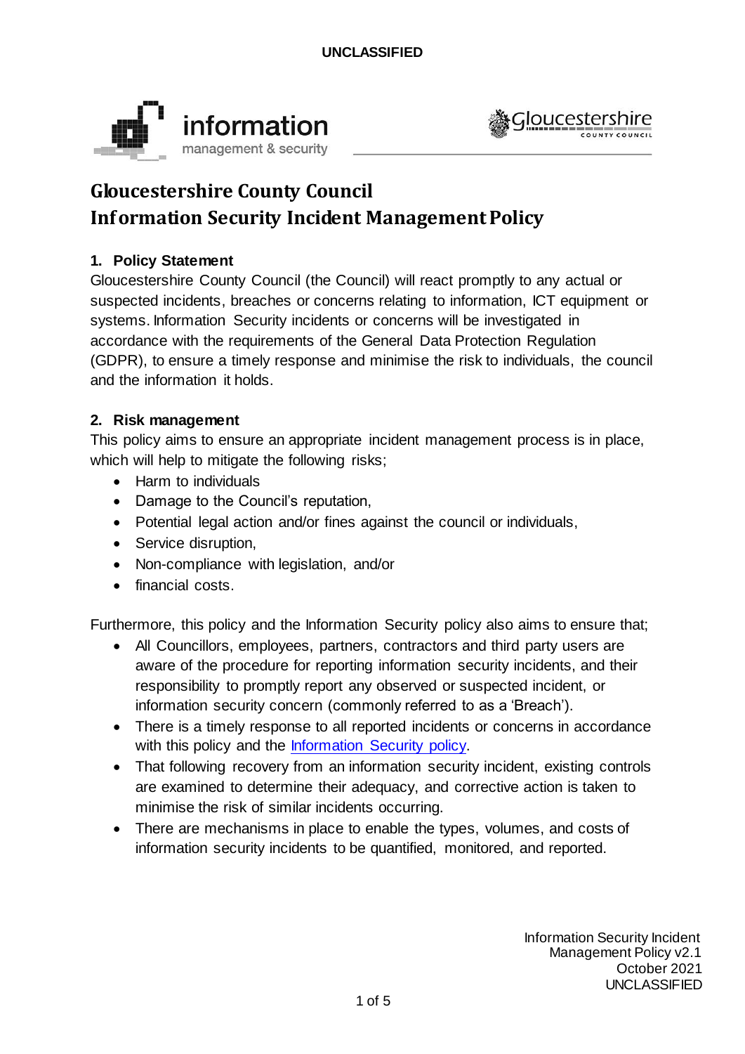# Gloucestershire County Council
# Information Security Incident Management Policy

## 1. Policy Statement

Gloucestershire County Council (the Council) will react promptly to any actual or suspected incidents, breaches or concerns relating to information, ICT equipment or systems. Information Security incidents or concerns will be investigated in accordance with the requirements of the General Data Protection Regulation (GDPR), to ensure a timely response and minimise the risk to individuals, the council and the information it holds.

## 2. Risk management

This policy aims to ensure an appropriate incident management process is in place, which will help to mitigate the following risks;

- Harm to individuals
- Damage to the Council's reputation,
- Potential legal action and/or fines against the council or individuals,
- Service disruption,
- Non-compliance with legislation, and/or
- financial costs.

Furthermore, this policy and the Information Security policy also aims to ensure that;

- All Councillors, employees, partners, contractors and third party users are aware of the procedure for reporting information security incidents, and their responsibility to promptly report any observed or suspected incident, or information security concern (commonly referred to as a 'Breach').
- There is a timely response to all reported incidents or concerns in accordance with this policy and the Information Security policy.
- That following recovery from an information security incident, existing controls are examined to determine their adequacy, and corrective action is taken to minimise the risk of similar incidents occurring.
- There are mechanisms in place to enable the types, volumes, and costs of information security incidents to be quantified, monitored, and reported.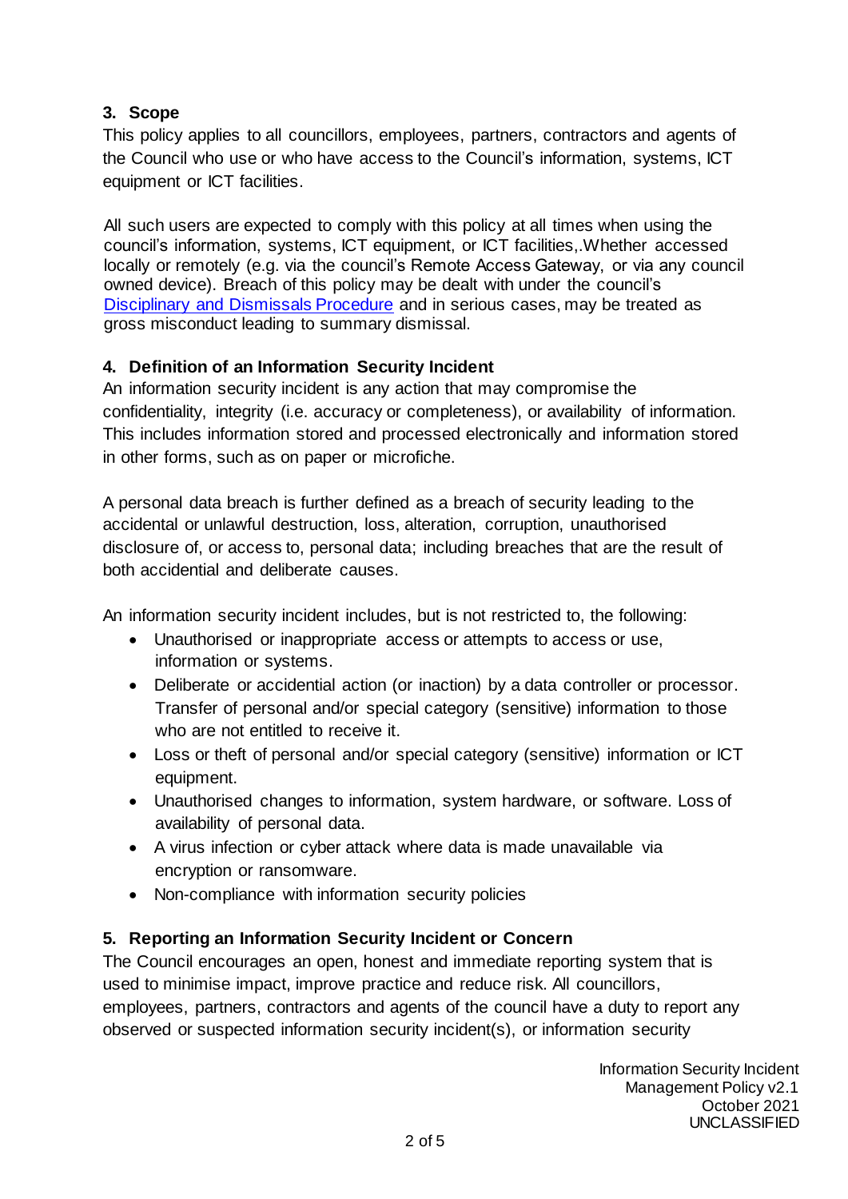## 3. Scope

This policy applies to all councillors, employees, partners, contractors and agents of the Council who use or who have access to the Council's information, systems, ICT equipment or ICT facilities.

All such users are expected to comply with this policy at all times when using the council's information, systems, ICT equipment, or ICT facilities,.Whether accessed locally or remotely (e.g. via the council's Remote Access Gateway, or via any council owned device). Breach of this policy may be dealt with under the council's Disciplinary and Dismissals Procedure and in serious cases, may be treated as gross misconduct leading to summary dismissal.

## 4. Definition of an Information Security Incident

An information security incident is any action that may compromise the confidentiality, integrity (i.e. accuracy or completeness), or availability of information. This includes information stored and processed electronically and information stored in other forms, such as on paper or microfiche.

A personal data breach is further defined as a breach of security leading to the accidental or unlawful destruction, loss, alteration, corruption, unauthorised disclosure of, or access to, personal data; including breaches that are the result of both accidential and deliberate causes.

An information security incident includes, but is not restricted to, the following:

- Unauthorised or inappropriate access or attempts to access or use, information or systems.
- Deliberate or accidential action (or inaction) by a data controller or processor. Transfer of personal and/or special category (sensitive) information to those who are not entitled to receive it.
- Loss or theft of personal and/or special category (sensitive) information or ICT equipment.
- Unauthorised changes to information, system hardware, or software. Loss of availability of personal data.
- A virus infection or cyber attack where data is made unavailable via encryption or ransomware.
- Non-compliance with information security policies

## 5. Reporting an Information Security Incident or Concern

The Council encourages an open, honest and immediate reporting system that is used to minimise impact, improve practice and reduce risk. All councillors, employees, partners, contractors and agents of the council have a duty to report any observed or suspected information security incident(s), or information security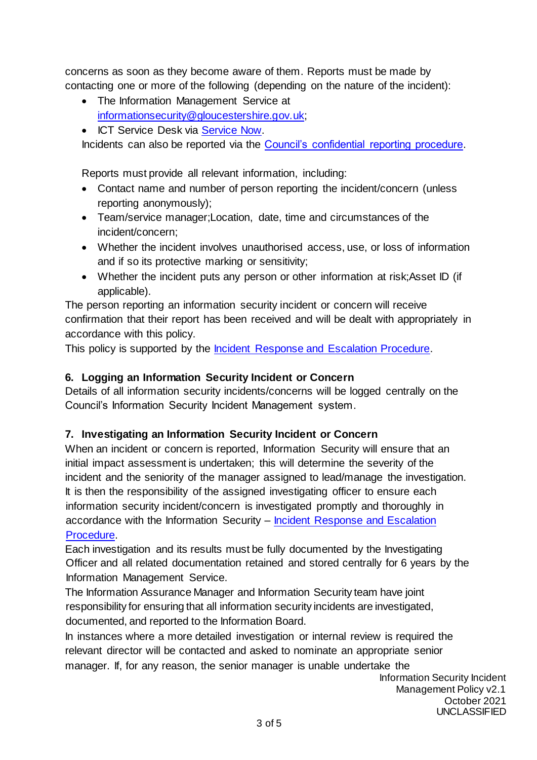concerns as soon as they become aware of them. Reports must be made by contacting one or more of the following (depending on the nature of the incident):

- The Information Management Service at [informationsecurity@gloucestershire.gov.uk](mailto:informationsecurity@gloucestershire.gov.uk);
- ICT Service Desk via Service Now.

Incidents can also be reported via the Council's confidential reporting procedure.

Reports must provide all relevant information, including:

- Contact name and number of person reporting the incident/concern (unless reporting anonymously);
- Team/service manager;Location, date, time and circumstances of the incident/concern;
- Whether the incident involves unauthorised access, use, or loss of information and if so its protective marking or sensitivity;
- Whether the incident puts any person or other information at risk;Asset ID (if applicable).

The person reporting an information security incident or concern will receive confirmation that their report has been received and will be dealt with appropriately in accordance with this policy.

This policy is supported by the Incident Response and Escalation Procedure.

## 6. Logging an Information Security Incident or Concern

Details of all information security incidents/concerns will be logged centrally on the Council's Information Security Incident Management system.

## 7. Investigating an Information Security Incident or Concern

When an incident or concern is reported, Information Security will ensure that an initial impact assessment is undertaken; this will determine the severity of the incident and the seniority of the manager assigned to lead/manage the investigation. It is then the responsibility of the assigned investigating officer to ensure each information security incident/concern is investigated promptly and thoroughly in accordance with the Information Security – Incident Response and Escalation Procedure.

Each investigation and its results must be fully documented by the Investigating Officer and all related documentation retained and stored centrally for 6 years by the Information Management Service.

The Information Assurance Manager and Information Security team have joint responsibility for ensuring that all information security incidents are investigated, documented, and reported to the Information Board.

In instances where a more detailed investigation or internal review is required the relevant director will be contacted and asked to nominate an appropriate senior manager. If, for any reason, the senior manager is unable undertake the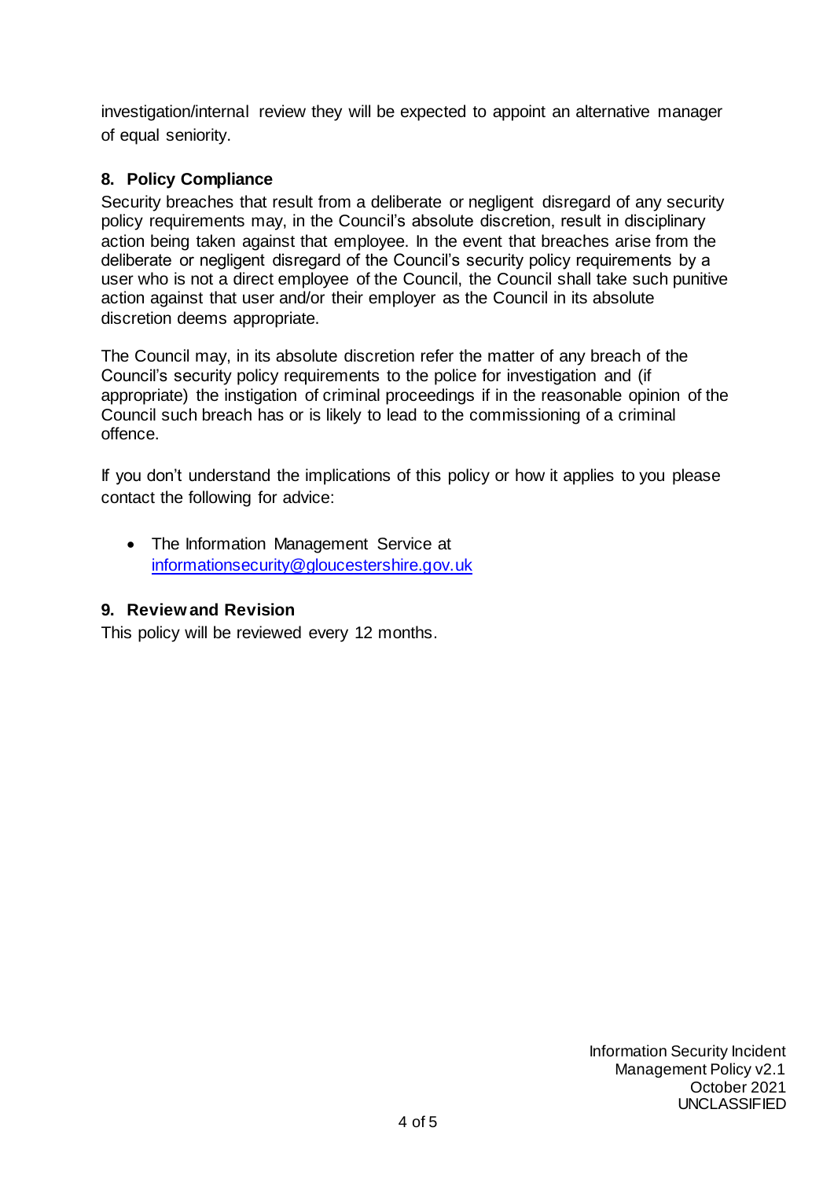investigation/internal review they will be expected to appoint an alternative manager of equal seniority.

## 8. Policy Compliance

Security breaches that result from a deliberate or negligent disregard of any security policy requirements may, in the Council's absolute discretion, result in disciplinary action being taken against that employee. In the event that breaches arise from the deliberate or negligent disregard of the Council's security policy requirements by a user who is not a direct employee of the Council, the Council shall take such punitive action against that user and/or their employer as the Council in its absolute discretion deems appropriate.

The Council may, in its absolute discretion refer the matter of any breach of the Council's security policy requirements to the police for investigation and (if appropriate) the instigation of criminal proceedings if in the reasonable opinion of the Council such breach has or is likely to lead to the commissioning of a criminal offence.

If you don't understand the implications of this policy or how it applies to you please contact the following for advice:

- The Information Management Service at informationsecurity@gloucestershire.gov.uk

## 9. Review and Revision

This policy will be reviewed every 12 months.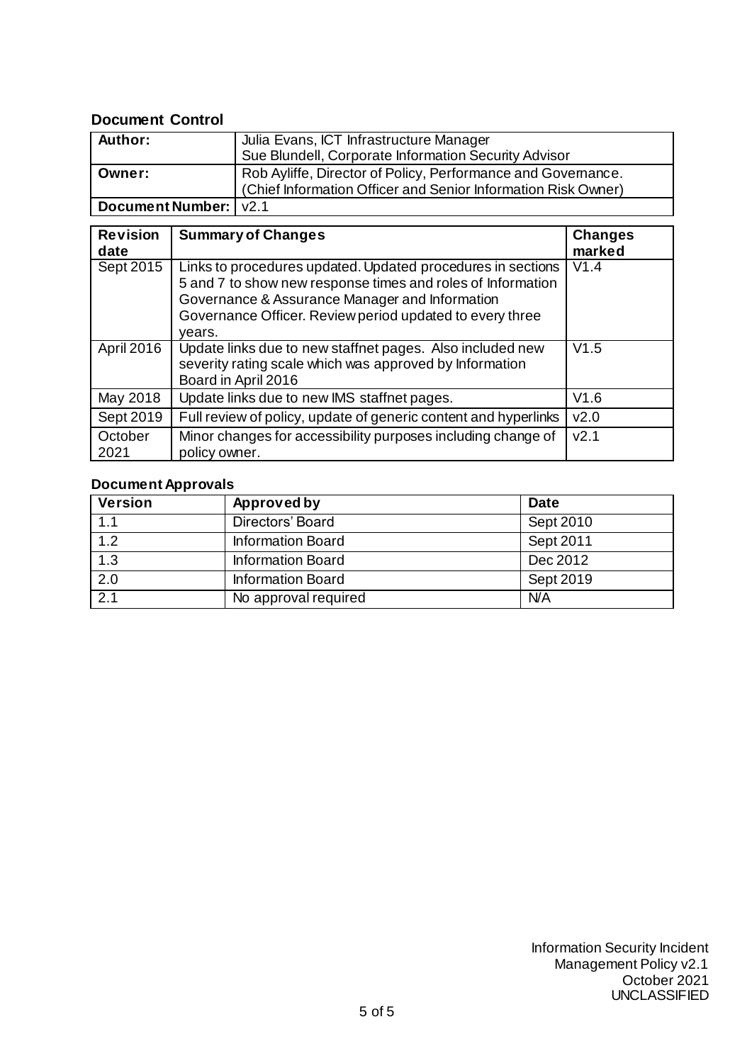### Document Control

| | |
|---|---|
| **Author:** | Julia Evans, ICT Infrastructure Manager<br>Sue Blundell, Corporate Information Security Advisor |
| **Owner:** | Rob Ayliffe, Director of Policy, Performance and Governance.<br>(Chief Information Officer and Senior Information Risk Owner) |
| **Document Number:** | v2.1 |

| **Revision date** | **Summary of Changes** | **Changes marked** |
|---|---|---|
| Sept 2015 | Links to procedures updated. Updated procedures in sections 5 and 7 to show new response times and roles of Information Governance & Assurance Manager and Information Governance Officer. Review period updated to every three years. | V1.4 |
| April 2016 | Update links due to new staffnet pages. Also included new severity rating scale which was approved by Information Board in April 2016 | V1.5 |
| May 2018 | Update links due to new IMS staffnet pages. | V1.6 |
| Sept 2019 | Full review of policy, update of generic content and hyperlinks | v2.0 |
| October 2021 | Minor changes for accessibility purposes including change of policy owner. | v2.1 |

### Document Approvals

| **Version** | **Approved by** | **Date** |
|---|---|---|
| 1.1 | Directors' Board | Sept 2010 |
| 1.2 | Information Board | Sept 2011 |
| 1.3 | Information Board | Dec 2012 |
| 2.0 | Information Board | Sept 2019 |
| 2.1 | No approval required | N/A |